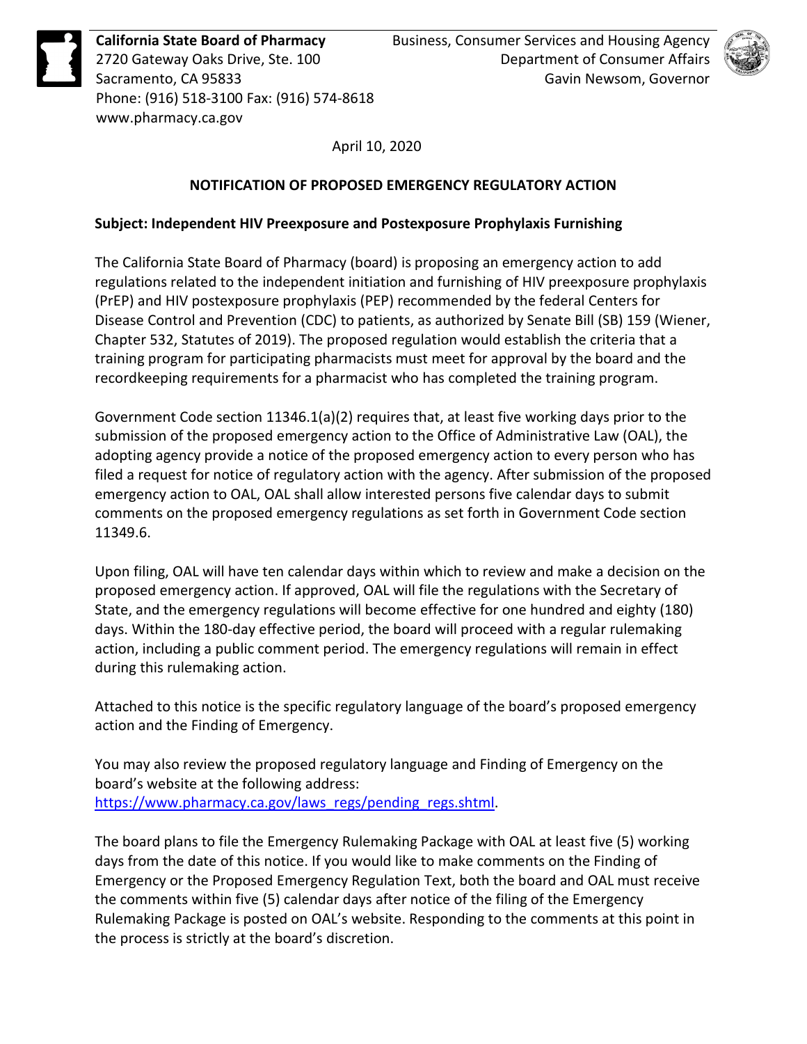**California State Board of Pharmacy**
2720 Gateway Oaks Drive, Ste. 100
Sacramento, CA 95833
Phone: (916) 518-3100 Fax: (916) 574-8618
www.pharmacy.ca.gov

Business, Consumer Services and Housing Agency
Department of Consumer Affairs
Gavin Newsom, Governor

April 10, 2020

**NOTIFICATION OF PROPOSED EMERGENCY REGULATORY ACTION**

**Subject: Independent HIV Preexposure and Postexposure Prophylaxis Furnishing**

The California State Board of Pharmacy (board) is proposing an emergency action to add regulations related to the independent initiation and furnishing of HIV preexposure prophylaxis (PrEP) and HIV postexposure prophylaxis (PEP) recommended by the federal Centers for Disease Control and Prevention (CDC) to patients, as authorized by Senate Bill (SB) 159 (Wiener, Chapter 532, Statutes of 2019). The proposed regulation would establish the criteria that a training program for participating pharmacists must meet for approval by the board and the recordkeeping requirements for a pharmacist who has completed the training program.

Government Code section 11346.1(a)(2) requires that, at least five working days prior to the submission of the proposed emergency action to the Office of Administrative Law (OAL), the adopting agency provide a notice of the proposed emergency action to every person who has filed a request for notice of regulatory action with the agency. After submission of the proposed emergency action to OAL, OAL shall allow interested persons five calendar days to submit comments on the proposed emergency regulations as set forth in Government Code section 11349.6.

Upon filing, OAL will have ten calendar days within which to review and make a decision on the proposed emergency action. If approved, OAL will file the regulations with the Secretary of State, and the emergency regulations will become effective for one hundred and eighty (180) days. Within the 180-day effective period, the board will proceed with a regular rulemaking action, including a public comment period. The emergency regulations will remain in effect during this rulemaking action.

Attached to this notice is the specific regulatory language of the board's proposed emergency action and the Finding of Emergency.

You may also review the proposed regulatory language and Finding of Emergency on the board's website at the following address:
https://www.pharmacy.ca.gov/laws_regs/pending_regs.shtml.

The board plans to file the Emergency Rulemaking Package with OAL at least five (5) working days from the date of this notice. If you would like to make comments on the Finding of Emergency or the Proposed Emergency Regulation Text, both the board and OAL must receive the comments within five (5) calendar days after notice of the filing of the Emergency Rulemaking Package is posted on OAL's website. Responding to the comments at this point in the process is strictly at the board's discretion.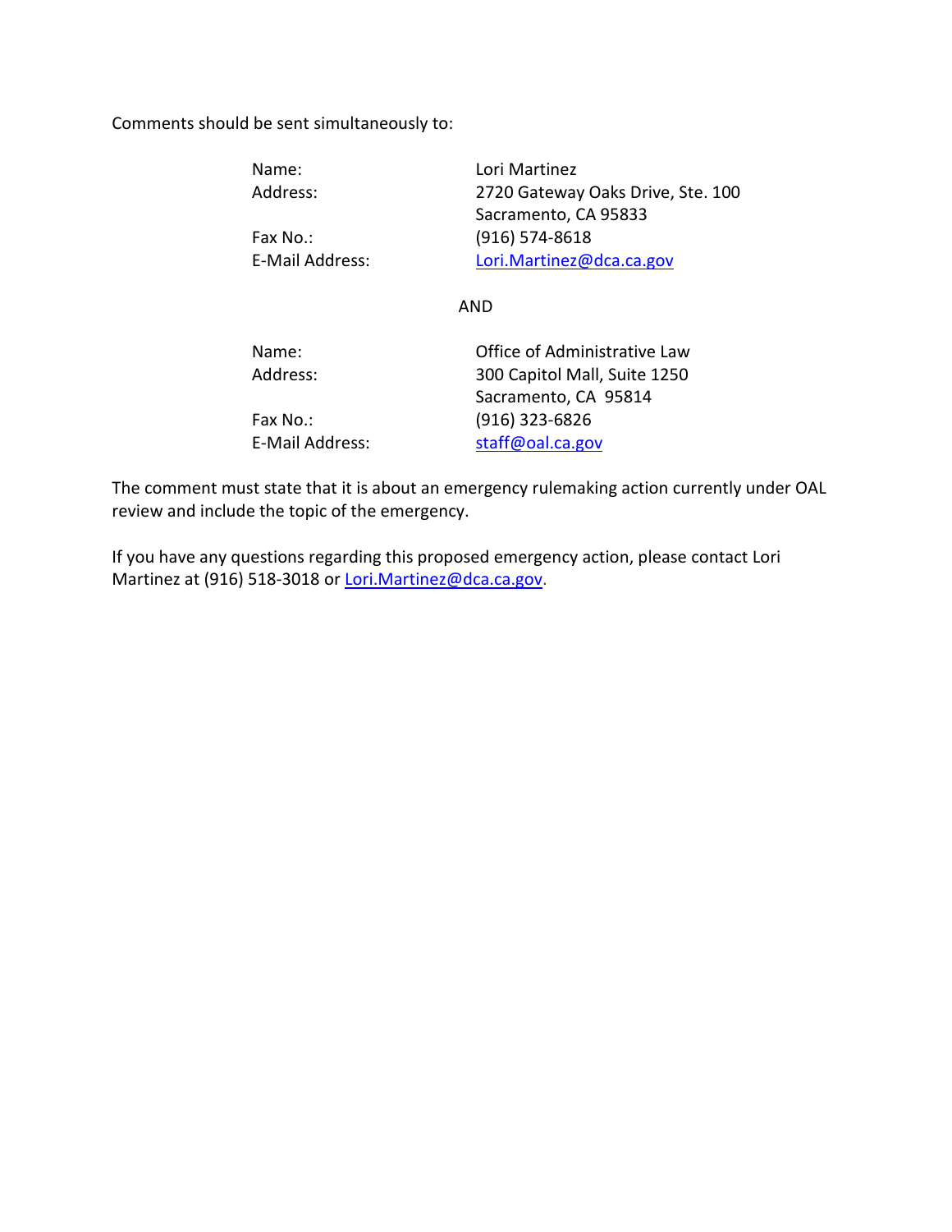Comments should be sent simultaneously to:

| | |
|---|---|
| Name: | Lori Martinez |
| Address: | 2720 Gateway Oaks Drive, Ste. 100<br>Sacramento, CA 95833 |
| Fax No.: | (916) 574-8618 |
| E-Mail Address: | Lori.Martinez@dca.ca.gov |

AND

| | |
|---|---|
| Name: | Office of Administrative Law |
| Address: | 300 Capitol Mall, Suite 1250<br>Sacramento, CA 95814 |
| Fax No.: | (916) 323-6826 |
| E-Mail Address: | staff@oal.ca.gov |

The comment must state that it is about an emergency rulemaking action currently under OAL review and include the topic of the emergency.

If you have any questions regarding this proposed emergency action, please contact Lori Martinez at (916) 518-3018 or Lori.Martinez@dca.ca.gov.